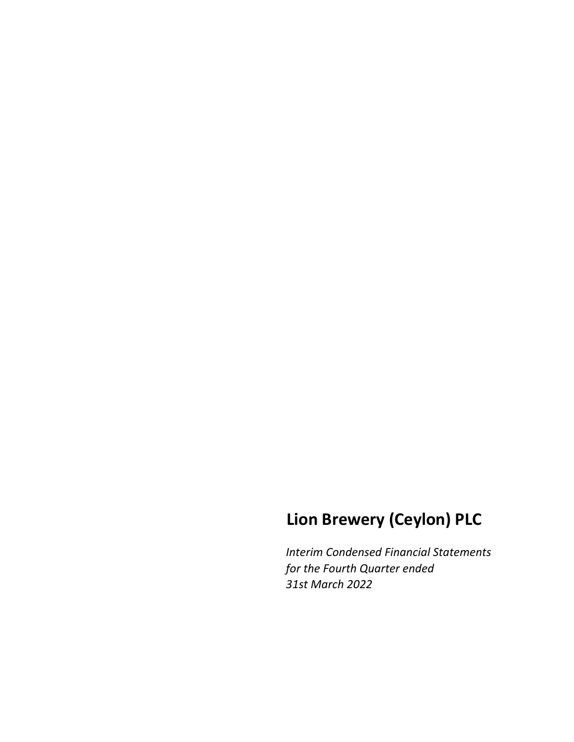# Lion Brewery (Ceylon) PLC

*Interim Condensed Financial Statements*
*for the Fourth Quarter ended*
*31st March 2022*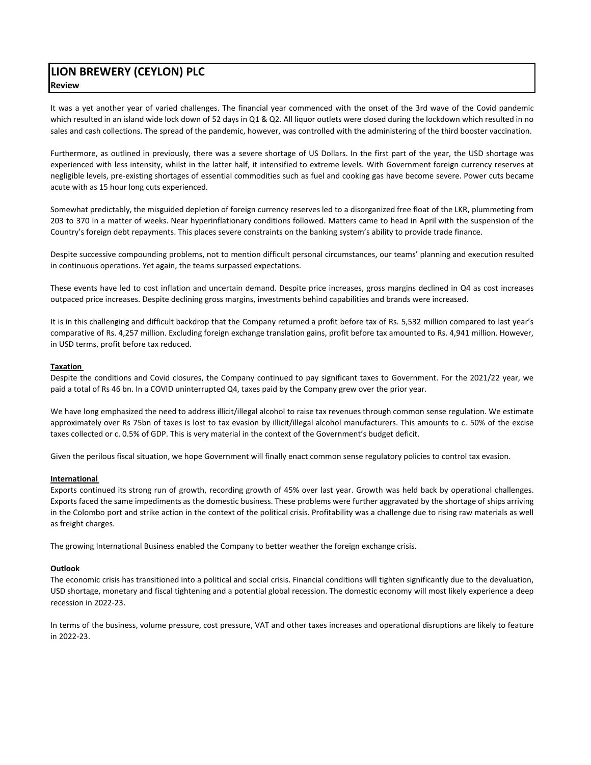# LION BREWERY (CEYLON) PLC

## Review

It was a yet another year of varied challenges. The financial year commenced with the onset of the 3rd wave of the Covid pandemic which resulted in an island wide lock down of 52 days in Q1 & Q2. All liquor outlets were closed during the lockdown which resulted in no sales and cash collections. The spread of the pandemic, however, was controlled with the administering of the third booster vaccination.

Furthermore, as outlined in previously, there was a severe shortage of US Dollars. In the first part of the year, the USD shortage was experienced with less intensity, whilst in the latter half, it intensified to extreme levels. With Government foreign currency reserves at negligible levels, pre-existing shortages of essential commodities such as fuel and cooking gas have become severe. Power cuts became acute with as 15 hour long cuts experienced.

Somewhat predictably, the misguided depletion of foreign currency reserves led to a disorganized free float of the LKR, plummeting from 203 to 370 in a matter of weeks. Near hyperinflationary conditions followed. Matters came to head in April with the suspension of the Country's foreign debt repayments. This places severe constraints on the banking system's ability to provide trade finance.

Despite successive compounding problems, not to mention difficult personal circumstances, our teams' planning and execution resulted in continuous operations. Yet again, the teams surpassed expectations.

These events have led to cost inflation and uncertain demand. Despite price increases, gross margins declined in Q4 as cost increases outpaced price increases. Despite declining gross margins, investments behind capabilities and brands were increased.

It is in this challenging and difficult backdrop that the Company returned a profit before tax of Rs. 5,532 million compared to last year's comparative of Rs. 4,257 million. Excluding foreign exchange translation gains, profit before tax amounted to Rs. 4,941 million. However, in USD terms, profit before tax reduced.

### Taxation

Despite the conditions and Covid closures, the Company continued to pay significant taxes to Government. For the 2021/22 year, we paid a total of Rs 46 bn. In a COVID uninterrupted Q4, taxes paid by the Company grew over the prior year.

We have long emphasized the need to address illicit/illegal alcohol to raise tax revenues through common sense regulation. We estimate approximately over Rs 75bn of taxes is lost to tax evasion by illicit/illegal alcohol manufacturers. This amounts to c. 50% of the excise taxes collected or c. 0.5% of GDP. This is very material in the context of the Government's budget deficit.

Given the perilous fiscal situation, we hope Government will finally enact common sense regulatory policies to control tax evasion.

### International

Exports continued its strong run of growth, recording growth of 45% over last year. Growth was held back by operational challenges. Exports faced the same impediments as the domestic business. These problems were further aggravated by the shortage of ships arriving in the Colombo port and strike action in the context of the political crisis. Profitability was a challenge due to rising raw materials as well as freight charges.

The growing International Business enabled the Company to better weather the foreign exchange crisis.

### Outlook

The economic crisis has transitioned into a political and social crisis. Financial conditions will tighten significantly due to the devaluation, USD shortage, monetary and fiscal tightening and a potential global recession. The domestic economy will most likely experience a deep recession in 2022-23.

In terms of the business, volume pressure, cost pressure, VAT and other taxes increases and operational disruptions are likely to feature in 2022-23.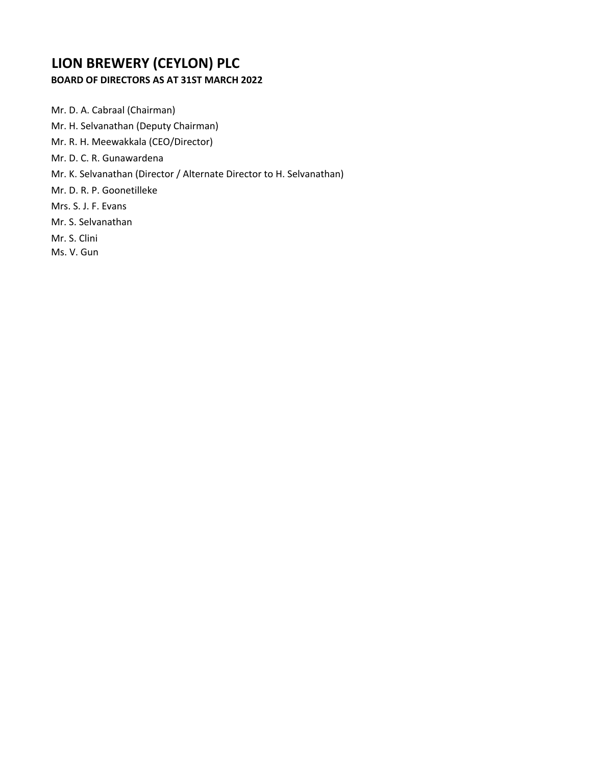# LION BREWERY (CEYLON) PLC

**BOARD OF DIRECTORS AS AT 31ST MARCH 2022**

Mr. D. A. Cabraal (Chairman)

Mr. H. Selvanathan (Deputy Chairman)

Mr. R. H. Meewakkala (CEO/Director)

Mr. D. C. R. Gunawardena

Mr. K. Selvanathan (Director / Alternate Director to H. Selvanathan)

Mr. D. R. P. Goonetilleke

Mrs. S. J. F. Evans

Mr. S. Selvanathan

Mr. S. Clini

Ms. V. Gun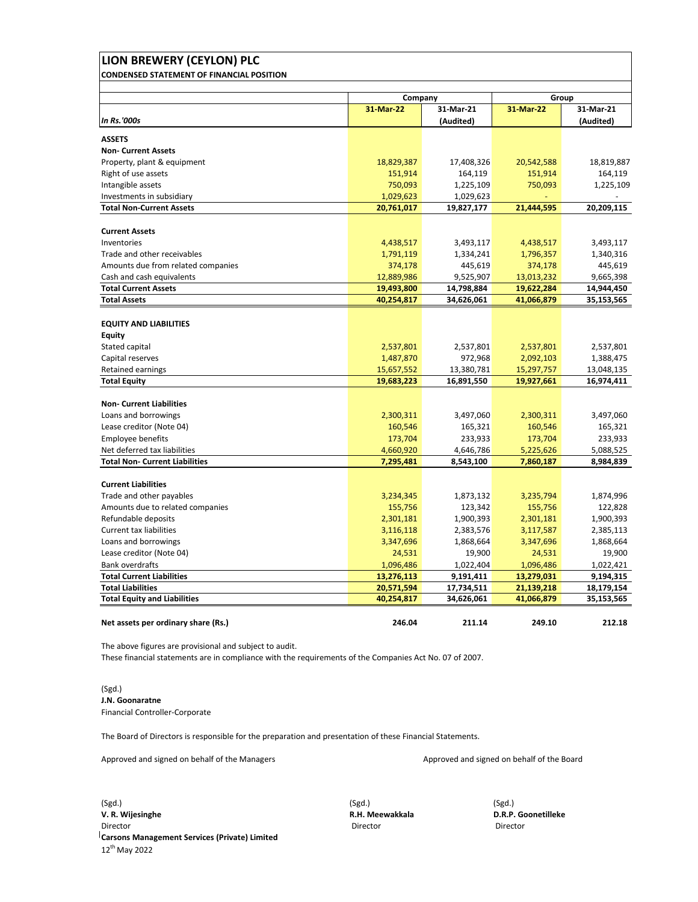# LION BREWERY (CEYLON) PLC

**CONDENSED STATEMENT OF FINANCIAL POSITION**

| *In Rs.'000s* | Company | | Group | |
|---|---|---|---|---|
| | **31-Mar-22** | **31-Mar-21 (Audited)** | **31-Mar-22** | **31-Mar-21 (Audited)** |
| **ASSETS** | | | | |
| **Non- Current Assets** | | | | |
| Property, plant & equipment | 18,829,387 | 17,408,326 | 20,542,588 | 18,819,887 |
| Right of use assets | 151,914 | 164,119 | 151,914 | 164,119 |
| Intangible assets | 750,093 | 1,225,109 | 750,093 | 1,225,109 |
| Investments in subsidiary | 1,029,623 | 1,029,623 | - | - |
| **Total Non-Current Assets** | **20,761,017** | **19,827,177** | **21,444,595** | **20,209,115** |
| **Current Assets** | | | | |
| Inventories | 4,438,517 | 3,493,117 | 4,438,517 | 3,493,117 |
| Trade and other receivables | 1,791,119 | 1,334,241 | 1,796,357 | 1,340,316 |
| Amounts due from related companies | 374,178 | 445,619 | 374,178 | 445,619 |
| Cash and cash equivalents | 12,889,986 | 9,525,907 | 13,013,232 | 9,665,398 |
| **Total Current Assets** | **19,493,800** | **14,798,884** | **19,622,284** | **14,944,450** |
| **Total Assets** | **40,254,817** | **34,626,061** | **41,066,879** | **35,153,565** |
| **EQUITY AND LIABILITIES** | | | | |
| **Equity** | | | | |
| Stated capital | 2,537,801 | 2,537,801 | 2,537,801 | 2,537,801 |
| Capital reserves | 1,487,870 | 972,968 | 2,092,103 | 1,388,475 |
| Retained earnings | 15,657,552 | 13,380,781 | 15,297,757 | 13,048,135 |
| **Total Equity** | **19,683,223** | **16,891,550** | **19,927,661** | **16,974,411** |
| **Non- Current Liabilities** | | | | |
| Loans and borrowings | 2,300,311 | 3,497,060 | 2,300,311 | 3,497,060 |
| Lease creditor (Note 04) | 160,546 | 165,321 | 160,546 | 165,321 |
| Employee benefits | 173,704 | 233,933 | 173,704 | 233,933 |
| Net deferred tax liabilities | 4,660,920 | 4,646,786 | 5,225,626 | 5,088,525 |
| **Total Non- Current Liabilities** | **7,295,481** | **8,543,100** | **7,860,187** | **8,984,839** |
| **Current Liabilities** | | | | |
| Trade and other payables | 3,234,345 | 1,873,132 | 3,235,794 | 1,874,996 |
| Amounts due to related companies | 155,756 | 123,342 | 155,756 | 122,828 |
| Refundable deposits | 2,301,181 | 1,900,393 | 2,301,181 | 1,900,393 |
| Current tax liabilities | 3,116,118 | 2,383,576 | 3,117,587 | 2,385,113 |
| Loans and borrowings | 3,347,696 | 1,868,664 | 3,347,696 | 1,868,664 |
| Lease creditor (Note 04) | 24,531 | 19,900 | 24,531 | 19,900 |
| Bank overdrafts | 1,096,486 | 1,022,404 | 1,096,486 | 1,022,421 |
| **Total Current Liabilities** | **13,276,113** | **9,191,411** | **13,279,031** | **9,194,315** |
| **Total Liabilities** | **20,571,594** | **17,734,511** | **21,139,218** | **18,179,154** |
| **Total Equity and Liabilities** | **40,254,817** | **34,626,061** | **41,066,879** | **35,153,565** |
| **Net assets per ordinary share (Rs.)** | **246.04** | **211.14** | **249.10** | **212.18** |

The above figures are provisional and subject to audit.
These financial statements are in compliance with the requirements of the Companies Act No. 07 of 2007.

(Sgd.)
**J.N. Goonaratne**
Financial Controller-Corporate

The Board of Directors is responsible for the preparation and presentation of these Financial Statements.

Approved and signed on behalf of the Managers

(Sgd.)
**V. R. Wijesinghe**
Director
**Carsons Management Services (Private) Limited**
12th May 2022

Approved and signed on behalf of the Board

(Sgd.)
**R.H. Meewakkala**
Director

(Sgd.)
**D.R.P. Goonetilleke**
Director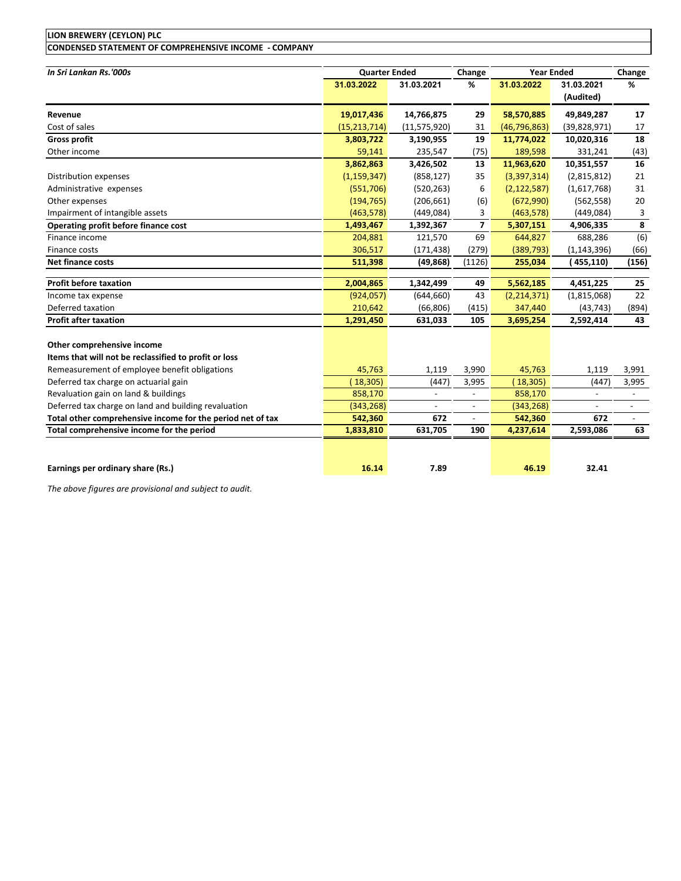**LION BREWERY (CEYLON) PLC**

**CONDENSED STATEMENT OF COMPREHENSIVE INCOME - COMPANY**

| *In Sri Lankan Rs.'000s* | Quarter Ended | | Change | Year Ended | | Change |
|---|---|---|---|---|---|---|
| | **31.03.2022** | **31.03.2021** | **%** | **31.03.2022** | **31.03.2021 (Audited)** | **%** |
| **Revenue** | **19,017,436** | **14,766,875** | **29** | **58,570,885** | **49,849,287** | **17** |
| Cost of sales | (15,213,714) | (11,575,920) | 31 | (46,796,863) | (39,828,971) | 17 |
| **Gross profit** | **3,803,722** | **3,190,955** | **19** | **11,774,022** | **10,020,316** | **18** |
| Other income | 59,141 | 235,547 | (75) | 189,598 | 331,241 | (43) |
| | **3,862,863** | **3,426,502** | **13** | **11,963,620** | **10,351,557** | **16** |
| Distribution expenses | (1,159,347) | (858,127) | 35 | (3,397,314) | (2,815,812) | 21 |
| Administrative expenses | (551,706) | (520,263) | 6 | (2,122,587) | (1,617,768) | 31 |
| Other expenses | (194,765) | (206,661) | (6) | (672,990) | (562,558) | 20 |
| Impairment of intangible assets | (463,578) | (449,084) | 3 | (463,578) | (449,084) | 3 |
| **Operating profit before finance cost** | **1,493,467** | **1,392,367** | **7** | **5,307,151** | **4,906,335** | **8** |
| Finance income | 204,881 | 121,570 | 69 | 644,827 | 688,286 | (6) |
| Finance costs | 306,517 | (171,438) | (279) | (389,793) | (1,143,396) | (66) |
| **Net finance costs** | **511,398** | **(49,868)** | (1126) | **255,034** | **(455,110)** | **(156)** |
| **Profit before taxation** | **2,004,865** | **1,342,499** | **49** | **5,562,185** | **4,451,225** | **25** |
| Income tax expense | (924,057) | (644,660) | 43 | (2,214,371) | (1,815,068) | 22 |
| Deferred taxation | 210,642 | (66,806) | (415) | 347,440 | (43,743) | (894) |
| **Profit after taxation** | **1,291,450** | **631,033** | **105** | **3,695,254** | **2,592,414** | **43** |
| **Other comprehensive income** | | | | | | |
| **Items that will not be reclassified to profit or loss** | | | | | | |
| Remeasurement of employee benefit obligations | 45,763 | 1,119 | 3,990 | 45,763 | 1,119 | 3,991 |
| Deferred tax charge on actuarial gain | (18,305) | (447) | 3,995 | (18,305) | (447) | 3,995 |
| Revaluation gain on land & buildings | 858,170 | - | - | 858,170 | - | - |
| Deferred tax charge on land and building revaluation | (343,268) | - | - | (343,268) | - | - |
| **Total other comprehensive income for the period net of tax** | **542,360** | **672** | - | **542,360** | **672** | - |
| **Total comprehensive income for the period** | **1,833,810** | **631,705** | **190** | **4,237,614** | **2,593,086** | **63** |
| **Earnings per ordinary share (Rs.)** | **16.14** | **7.89** | | **46.19** | **32.41** | |

*The above figures are provisional and subject to audit.*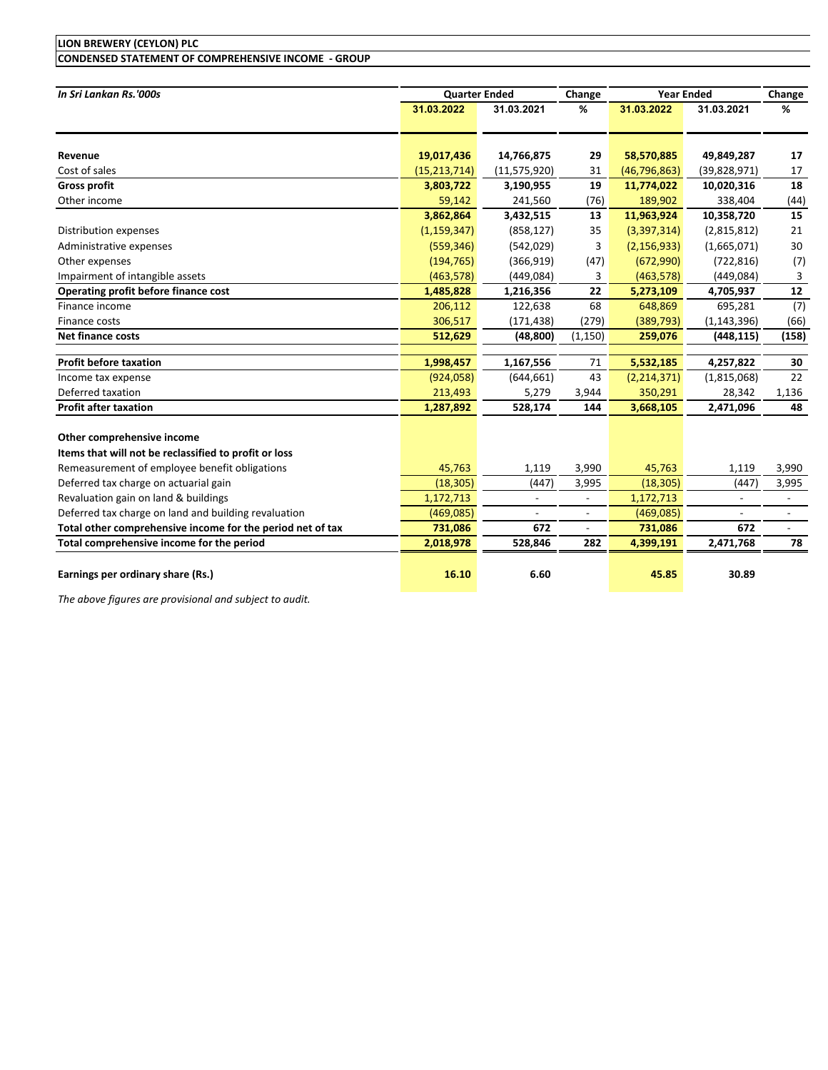**LION BREWERY (CEYLON) PLC**

**CONDENSED STATEMENT OF COMPREHENSIVE INCOME - GROUP**

| *In Sri Lankan Rs.'000s* | Quarter Ended | | Change | Year Ended | | Change |
|---|---|---|---|---|---|---|
| | **31.03.2022** | **31.03.2021** | **%** | **31.03.2022** | **31.03.2021** | **%** |
| **Revenue** | **19,017,436** | **14,766,875** | **29** | **58,570,885** | **49,849,287** | **17** |
| Cost of sales | (15,213,714) | (11,575,920) | 31 | (46,796,863) | (39,828,971) | 17 |
| **Gross profit** | **3,803,722** | **3,190,955** | **19** | **11,774,022** | **10,020,316** | **18** |
| Other income | 59,142 | 241,560 | (76) | 189,902 | 338,404 | (44) |
| | **3,862,864** | **3,432,515** | **13** | **11,963,924** | **10,358,720** | **15** |
| Distribution expenses | (1,159,347) | (858,127) | 35 | (3,397,314) | (2,815,812) | 21 |
| Administrative expenses | (559,346) | (542,029) | 3 | (2,156,933) | (1,665,071) | 30 |
| Other expenses | (194,765) | (366,919) | (47) | (672,990) | (722,816) | (7) |
| Impairment of intangible assets | (463,578) | (449,084) | 3 | (463,578) | (449,084) | 3 |
| **Operating profit before finance cost** | **1,485,828** | **1,216,356** | **22** | **5,273,109** | **4,705,937** | **12** |
| Finance income | 206,112 | 122,638 | 68 | 648,869 | 695,281 | (7) |
| Finance costs | 306,517 | (171,438) | (279) | (389,793) | (1,143,396) | (66) |
| **Net finance costs** | **512,629** | **(48,800)** | (1,150) | **259,076** | **(448,115)** | **(158)** |
| **Profit before taxation** | **1,998,457** | **1,167,556** | 71 | **5,532,185** | **4,257,822** | **30** |
| Income tax expense | (924,058) | (644,661) | 43 | (2,214,371) | (1,815,068) | 22 |
| Deferred taxation | 213,493 | 5,279 | 3,944 | 350,291 | 28,342 | 1,136 |
| **Profit after taxation** | **1,287,892** | **528,174** | **144** | **3,668,105** | **2,471,096** | **48** |
| **Other comprehensive income** | | | | | | |
| **Items that will not be reclassified to profit or loss** | | | | | | |
| Remeasurement of employee benefit obligations | 45,763 | 1,119 | 3,990 | 45,763 | 1,119 | 3,990 |
| Deferred tax charge on actuarial gain | (18,305) | (447) | 3,995 | (18,305) | (447) | 3,995 |
| Revaluation gain on land & buildings | 1,172,713 | - | - | 1,172,713 | - | - |
| Deferred tax charge on land and building revaluation | (469,085) | - | - | (469,085) | - | - |
| **Total other comprehensive income for the period net of tax** | **731,086** | **672** | - | **731,086** | **672** | - |
| **Total comprehensive income for the period** | **2,018,978** | **528,846** | **282** | **4,399,191** | **2,471,768** | **78** |
| **Earnings per ordinary share (Rs.)** | **16.10** | **6.60** | | **45.85** | **30.89** | |

*The above figures are provisional and subject to audit.*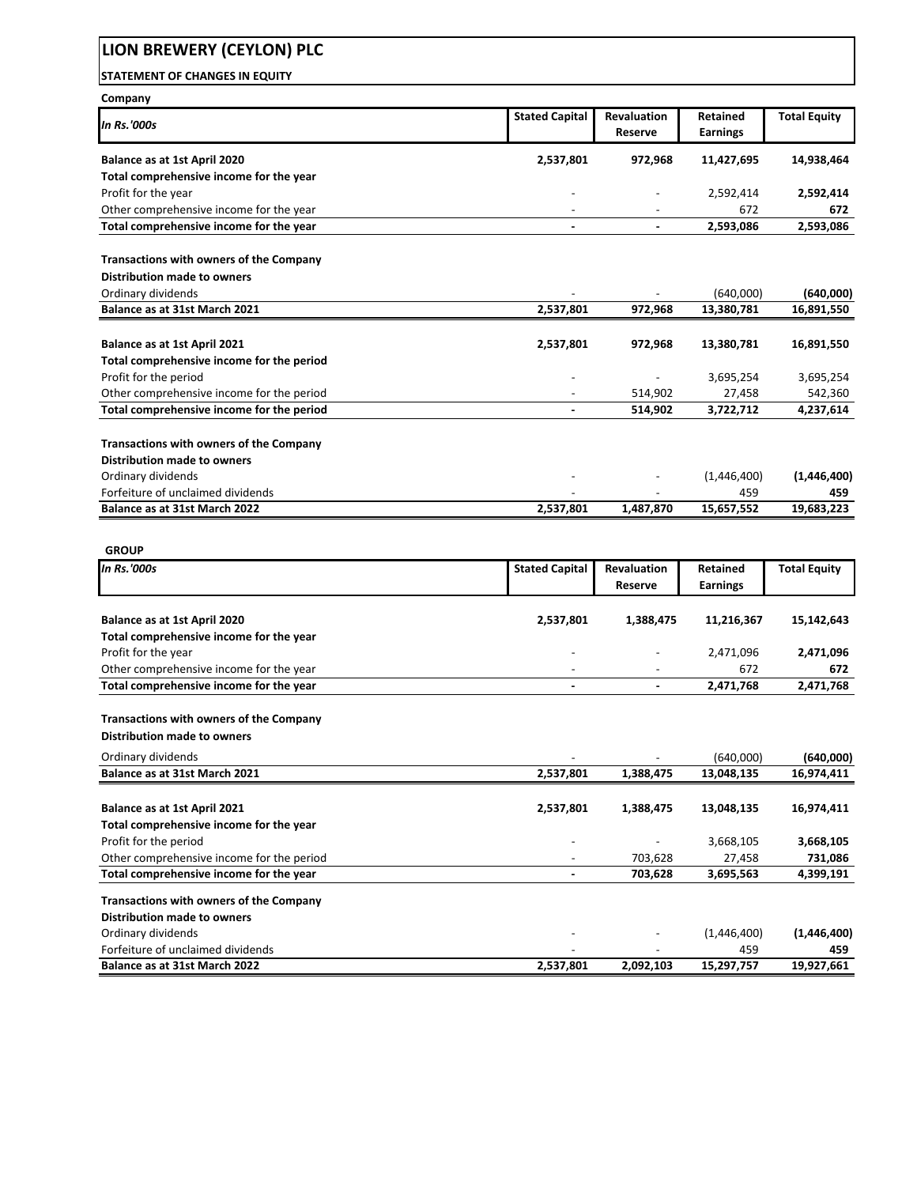# LION BREWERY (CEYLON) PLC

## STATEMENT OF CHANGES IN EQUITY

**Company**

| *In Rs.'000s* | Stated Capital | Revaluation Reserve | Retained Earnings | Total Equity |
|---|---|---|---|---|
| **Balance as at 1st April 2020** | **2,537,801** | **972,968** | **11,427,695** | **14,938,464** |
| **Total comprehensive income for the year** | | | | |
| Profit for the year | - | - | 2,592,414 | **2,592,414** |
| Other comprehensive income for the year | - | - | 672 | **672** |
| **Total comprehensive income for the year** | **-** | **-** | **2,593,086** | **2,593,086** |
| **Transactions with owners of the Company** | | | | |
| **Distribution made to owners** | | | | |
| Ordinary dividends | - | - | (640,000) | **(640,000)** |
| **Balance as at 31st March 2021** | **2,537,801** | **972,968** | **13,380,781** | **16,891,550** |
| **Balance as at 1st April 2021** | **2,537,801** | **972,968** | **13,380,781** | **16,891,550** |
| **Total comprehensive income for the period** | | | | |
| Profit for the period | - | - | 3,695,254 | 3,695,254 |
| Other comprehensive income for the period | - | 514,902 | 27,458 | 542,360 |
| **Total comprehensive income for the period** | **-** | **514,902** | **3,722,712** | **4,237,614** |
| **Transactions with owners of the Company** | | | | |
| **Distribution made to owners** | | | | |
| Ordinary dividends | - | - | (1,446,400) | **(1,446,400)** |
| Forfeiture of unclaimed dividends | - | - | 459 | **459** |
| **Balance as at 31st March 2022** | **2,537,801** | **1,487,870** | **15,657,552** | **19,683,223** |

**GROUP**

| *In Rs.'000s* | Stated Capital | Revaluation Reserve | Retained Earnings | Total Equity |
|---|---|---|---|---|
| **Balance as at 1st April 2020** | **2,537,801** | **1,388,475** | **11,216,367** | **15,142,643** |
| **Total comprehensive income for the year** | | | | |
| Profit for the year | - | - | 2,471,096 | **2,471,096** |
| Other comprehensive income for the year | - | - | 672 | **672** |
| **Total comprehensive income for the year** | **-** | **-** | **2,471,768** | **2,471,768** |
| **Transactions with owners of the Company** | | | | |
| **Distribution made to owners** | | | | |
| Ordinary dividends | - | - | (640,000) | **(640,000)** |
| **Balance as at 31st March 2021** | **2,537,801** | **1,388,475** | **13,048,135** | **16,974,411** |
| **Balance as at 1st April 2021** | **2,537,801** | **1,388,475** | **13,048,135** | **16,974,411** |
| **Total comprehensive income for the year** | | | | |
| Profit for the period | - | - | 3,668,105 | **3,668,105** |
| Other comprehensive income for the period | - | 703,628 | 27,458 | **731,086** |
| **Total comprehensive income for the year** | **-** | **703,628** | **3,695,563** | **4,399,191** |
| **Transactions with owners of the Company** | | | | |
| **Distribution made to owners** | | | | |
| Ordinary dividends | - | - | (1,446,400) | **(1,446,400)** |
| Forfeiture of unclaimed dividends | - | - | 459 | **459** |
| **Balance as at 31st March 2022** | **2,537,801** | **2,092,103** | **15,297,757** | **19,927,661** |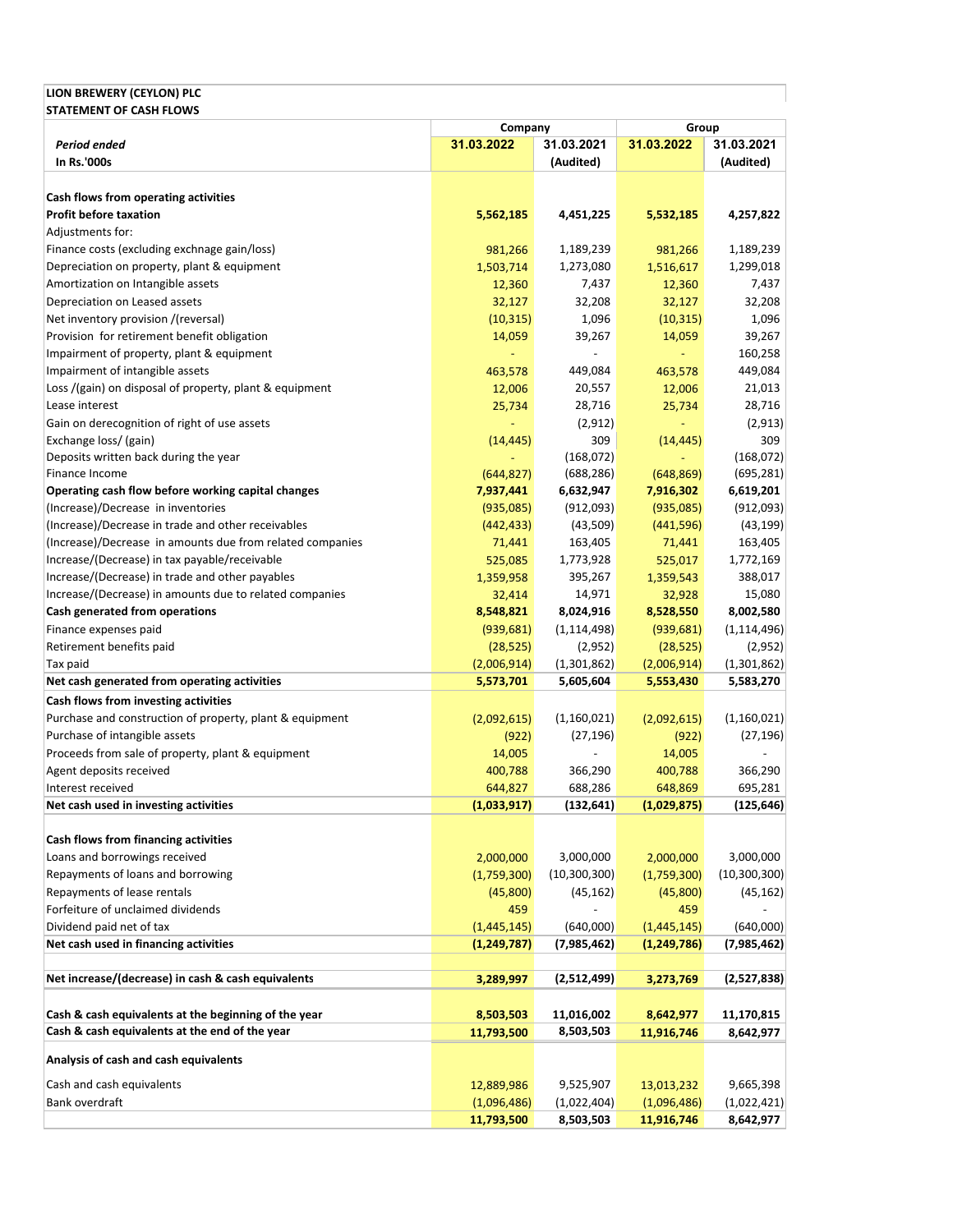**LION BREWERY (CEYLON) PLC**

**STATEMENT OF CASH FLOWS**

| *Period ended* | Company | | Group | |
|---|---|---|---|---|
| **In Rs.'000s** | **31.03.2022** | **31.03.2021 (Audited)** | **31.03.2022** | **31.03.2021 (Audited)** |
| **Cash flows from operating activities** | | | | |
| **Profit before taxation** | **5,562,185** | **4,451,225** | **5,532,185** | **4,257,822** |
| Adjustments for: | | | | |
| Finance costs (excluding exchnage gain/loss) | 981,266 | 1,189,239 | 981,266 | 1,189,239 |
| Depreciation on property, plant & equipment | 1,503,714 | 1,273,080 | 1,516,617 | 1,299,018 |
| Amortization on Intangible assets | 12,360 | 7,437 | 12,360 | 7,437 |
| Depreciation on Leased assets | 32,127 | 32,208 | 32,127 | 32,208 |
| Net inventory provision /(reversal) | (10,315) | 1,096 | (10,315) | 1,096 |
| Provision for retirement benefit obligation | 14,059 | 39,267 | 14,059 | 39,267 |
| Impairment of property, plant & equipment | - | - | - | 160,258 |
| Impairment of intangible assets | 463,578 | 449,084 | 463,578 | 449,084 |
| Loss /(gain) on disposal of property, plant & equipment | 12,006 | 20,557 | 12,006 | 21,013 |
| Lease interest | 25,734 | 28,716 | 25,734 | 28,716 |
| Gain on derecognition of right of use assets | - | (2,912) | - | (2,913) |
| Exchange loss/ (gain) | (14,445) | 309 | (14,445) | 309 |
| Deposits written back during the year | - | (168,072) | - | (168,072) |
| Finance Income | (644,827) | (688,286) | (648,869) | (695,281) |
| **Operating cash flow before working capital changes** | **7,937,441** | **6,632,947** | **7,916,302** | **6,619,201** |
| (Increase)/Decrease in inventories | (935,085) | (912,093) | (935,085) | (912,093) |
| (Increase)/Decrease in trade and other receivables | (442,433) | (43,509) | (441,596) | (43,199) |
| (Increase)/Decrease in amounts due from related companies | 71,441 | 163,405 | 71,441 | 163,405 |
| Increase/(Decrease) in tax payable/receivable | 525,085 | 1,773,928 | 525,017 | 1,772,169 |
| Increase/(Decrease) in trade and other payables | 1,359,958 | 395,267 | 1,359,543 | 388,017 |
| Increase/(Decrease) in amounts due to related companies | 32,414 | 14,971 | 32,928 | 15,080 |
| **Cash generated from operations** | **8,548,821** | **8,024,916** | **8,528,550** | **8,002,580** |
| Finance expenses paid | (939,681) | (1,114,498) | (939,681) | (1,114,496) |
| Retirement benefits paid | (28,525) | (2,952) | (28,525) | (2,952) |
| Tax paid | (2,006,914) | (1,301,862) | (2,006,914) | (1,301,862) |
| **Net cash generated from operating activities** | **5,573,701** | **5,605,604** | **5,553,430** | **5,583,270** |
| **Cash flows from investing activities** | | | | |
| Purchase and construction of property, plant & equipment | (2,092,615) | (1,160,021) | (2,092,615) | (1,160,021) |
| Purchase of intangible assets | (922) | (27,196) | (922) | (27,196) |
| Proceeds from sale of property, plant & equipment | 14,005 | - | 14,005 | - |
| Agent deposits received | 400,788 | 366,290 | 400,788 | 366,290 |
| Interest received | 644,827 | 688,286 | 648,869 | 695,281 |
| **Net cash used in investing activities** | **(1,033,917)** | **(132,641)** | **(1,029,875)** | **(125,646)** |
| **Cash flows from financing activities** | | | | |
| Loans and borrowings received | 2,000,000 | 3,000,000 | 2,000,000 | 3,000,000 |
| Repayments of loans and borrowing | (1,759,300) | (10,300,300) | (1,759,300) | (10,300,300) |
| Repayments of lease rentals | (45,800) | (45,162) | (45,800) | (45,162) |
| Forfeiture of unclaimed dividends | 459 | - | 459 | - |
| Dividend paid net of tax | (1,445,145) | (640,000) | (1,445,145) | (640,000) |
| **Net cash used in financing activities** | **(1,249,787)** | **(7,985,462)** | **(1,249,786)** | **(7,985,462)** |
| **Net increase/(decrease) in cash & cash equivalents** | **3,289,997** | **(2,512,499)** | **3,273,769** | **(2,527,838)** |
| **Cash & cash equivalents at the beginning of the year** | **8,503,503** | **11,016,002** | **8,642,977** | **11,170,815** |
| **Cash & cash equivalents at the end of the year** | **11,793,500** | **8,503,503** | **11,916,746** | **8,642,977** |
| **Analysis of cash and cash equivalents** | | | | |
| Cash and cash equivalents | 12,889,986 | 9,525,907 | 13,013,232 | 9,665,398 |
| Bank overdraft | (1,096,486) | (1,022,404) | (1,096,486) | (1,022,421) |
| | **11,793,500** | **8,503,503** | **11,916,746** | **8,642,977** |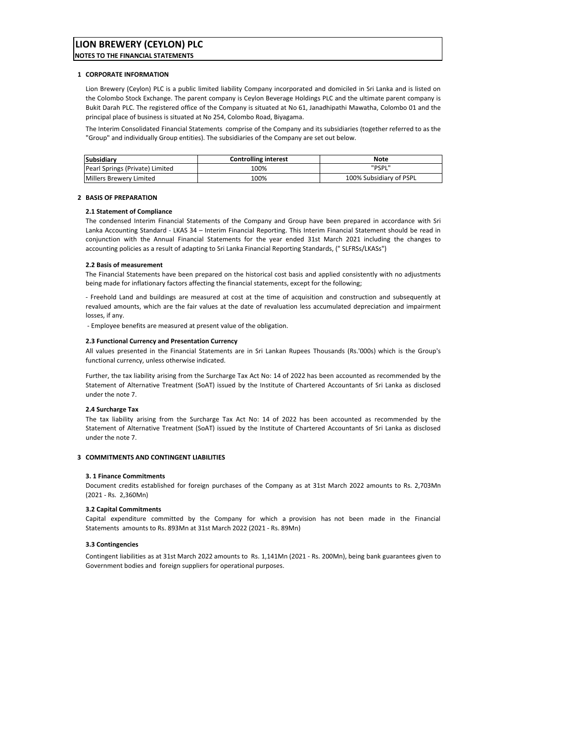# LION BREWERY (CEYLON) PLC

**NOTES TO THE FINANCIAL STATEMENTS**

## 1 CORPORATE INFORMATION

Lion Brewery (Ceylon) PLC is a public limited liability Company incorporated and domiciled in Sri Lanka and is listed on the Colombo Stock Exchange. The parent company is Ceylon Beverage Holdings PLC and the ultimate parent company is Bukit Darah PLC. The registered office of the Company is situated at No 61, Janadhipathi Mawatha, Colombo 01 and the principal place of business is situated at No 254, Colombo Road, Biyagama.

The Interim Consolidated Financial Statements comprise of the Company and its subsidiaries (together referred to as the "Group" and individually Group entities). The subsidiaries of the Company are set out below.

| Subsidiary | Controlling interest | Note |
|---|---|---|
| Pearl Springs (Private) Limited | 100% | "PSPL" |
| Millers Brewery Limited | 100% | 100% Subsidiary of PSPL |

## 2 BASIS OF PREPARATION

### 2.1 Statement of Compliance

The condensed Interim Financial Statements of the Company and Group have been prepared in accordance with Sri Lanka Accounting Standard - LKAS 34 – Interim Financial Reporting. This Interim Financial Statement should be read in conjunction with the Annual Financial Statements for the year ended 31st March 2021 including the changes to accounting policies as a result of adapting to Sri Lanka Financial Reporting Standards, (" SLFRSs/LKASs")

### 2.2 Basis of measurement

The Financial Statements have been prepared on the historical cost basis and applied consistently with no adjustments being made for inflationary factors affecting the financial statements, except for the following;

- Freehold Land and buildings are measured at cost at the time of acquisition and construction and subsequently at revalued amounts, which are the fair values at the date of revaluation less accumulated depreciation and impairment losses, if any.
- Employee benefits are measured at present value of the obligation.

### 2.3 Functional Currency and Presentation Currency

All values presented in the Financial Statements are in Sri Lankan Rupees Thousands (Rs.'000s) which is the Group's functional currency, unless otherwise indicated.

Further, the tax liability arising from the Surcharge Tax Act No: 14 of 2022 has been accounted as recommended by the Statement of Alternative Treatment (SoAT) issued by the Institute of Chartered Accountants of Sri Lanka as disclosed under the note 7.

### 2.4 Surcharge Tax

The tax liability arising from the Surcharge Tax Act No: 14 of 2022 has been accounted as recommended by the Statement of Alternative Treatment (SoAT) issued by the Institute of Chartered Accountants of Sri Lanka as disclosed under the note 7.

## 3 COMMITMENTS AND CONTINGENT LIABILITIES

### 3. 1 Finance Commitments

Document credits established for foreign purchases of the Company as at 31st March 2022 amounts to Rs. 2,703Mn (2021 - Rs. 2,360Mn)

### 3.2 Capital Commitments

Capital expenditure committed by the Company for which a provision has not been made in the Financial Statements amounts to Rs. 893Mn at 31st March 2022 (2021 - Rs. 89Mn)

### 3.3 Contingencies

Contingent liabilities as at 31st March 2022 amounts to Rs. 1,141Mn (2021 - Rs. 200Mn), being bank guarantees given to Government bodies and foreign suppliers for operational purposes.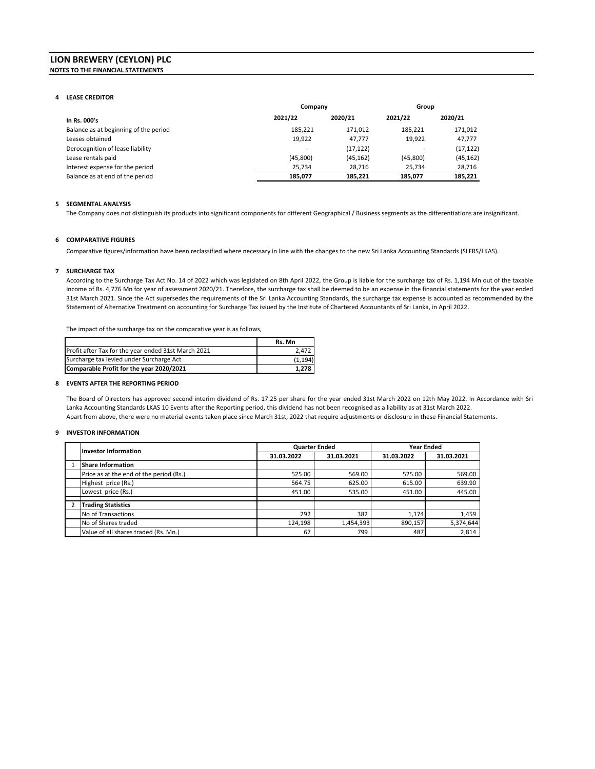# LION BREWERY (CEYLON) PLC

**NOTES TO THE FINANCIAL STATEMENTS**

## 4 LEASE CREDITOR

| In Rs. 000's | Company | | Group | |
|---|---|---|---|---|
| | 2021/22 | 2020/21 | 2021/22 | 2020/21 |
| Balance as at beginning of the period | 185,221 | 171,012 | 185,221 | 171,012 |
| Leases obtained | 19,922 | 47,777 | 19,922 | 47,777 |
| Derocognition of lease liability | - | (17,122) | - | (17,122) |
| Lease rentals paid | (45,800) | (45,162) | (45,800) | (45,162) |
| Interest expense for the period | 25,734 | 28,716 | 25,734 | 28,716 |
| Balance as at end of the period | **185,077** | **185,221** | **185,077** | **185,221** |

## 5 SEGMENTAL ANALYSIS

The Company does not distinguish its products into significant components for different Geographical / Business segments as the differentiations are insignificant.

## 6 COMPARATIVE FIGURES

Comparative figures/information have been reclassified where necessary in line with the changes to the new Sri Lanka Accounting Standards (SLFRS/LKAS).

## 7 SURCHARGE TAX

According to the Surcharge Tax Act No. 14 of 2022 which was legislated on 8th April 2022, the Group is liable for the surcharge tax of Rs. 1,194 Mn out of the taxable income of Rs. 4,776 Mn for year of assessment 2020/21. Therefore, the surcharge tax shall be deemed to be an expense in the financial statements for the year ended 31st March 2021. Since the Act supersedes the requirements of the Sri Lanka Accounting Standards, the surcharge tax expense is accounted as recommended by the Statement of Alternative Treatment on accounting for Surcharge Tax issued by the Institute of Chartered Accountants of Sri Lanka, in April 2022.

The impact of the surcharge tax on the comparative year is as follows,

| | Rs. Mn |
|---|---|
| Profit after Tax for the year ended 31st March 2021 | 2,472 |
| Surcharge tax levied under Surcharge Act | (1,194) |
| **Comparable Profit for the year 2020/2021** | **1,278** |

## 8 EVENTS AFTER THE REPORTING PERIOD

The Board of Directors has approved second interim dividend of Rs. 17.25 per share for the year ended 31st March 2022 on 12th May 2022. In Accordance with Sri Lanka Accounting Standards LKAS 10 Events after the Reporting period, this dividend has not been recognised as a liability as at 31st March 2022.
Apart from above, there were no material events taken place since March 31st, 2022 that require adjustments or disclosure in these Financial Statements.

## 9 INVESTOR INFORMATION

| | Investor Information | Quarter Ended | | Year Ended | |
|---|---|---|---|---|---|
| | | 31.03.2022 | 31.03.2021 | 31.03.2022 | 31.03.2021 |
| 1 | **Share Information** | | | | |
| | Price as at the end of the period (Rs.) | 525.00 | 569.00 | 525.00 | 569.00 |
| | Highest price (Rs.) | 564.75 | 625.00 | 615.00 | 639.90 |
| | Lowest price (Rs.) | 451.00 | 535.00 | 451.00 | 445.00 |
| 2 | **Trading Statistics** | | | | |
| | No of Transactions | 292 | 382 | 1,174 | 1,459 |
| | No of Shares traded | 124,198 | 1,454,393 | 890,157 | 5,374,644 |
| | Value of all shares traded (Rs. Mn.) | 67 | 799 | 487 | 2,814 |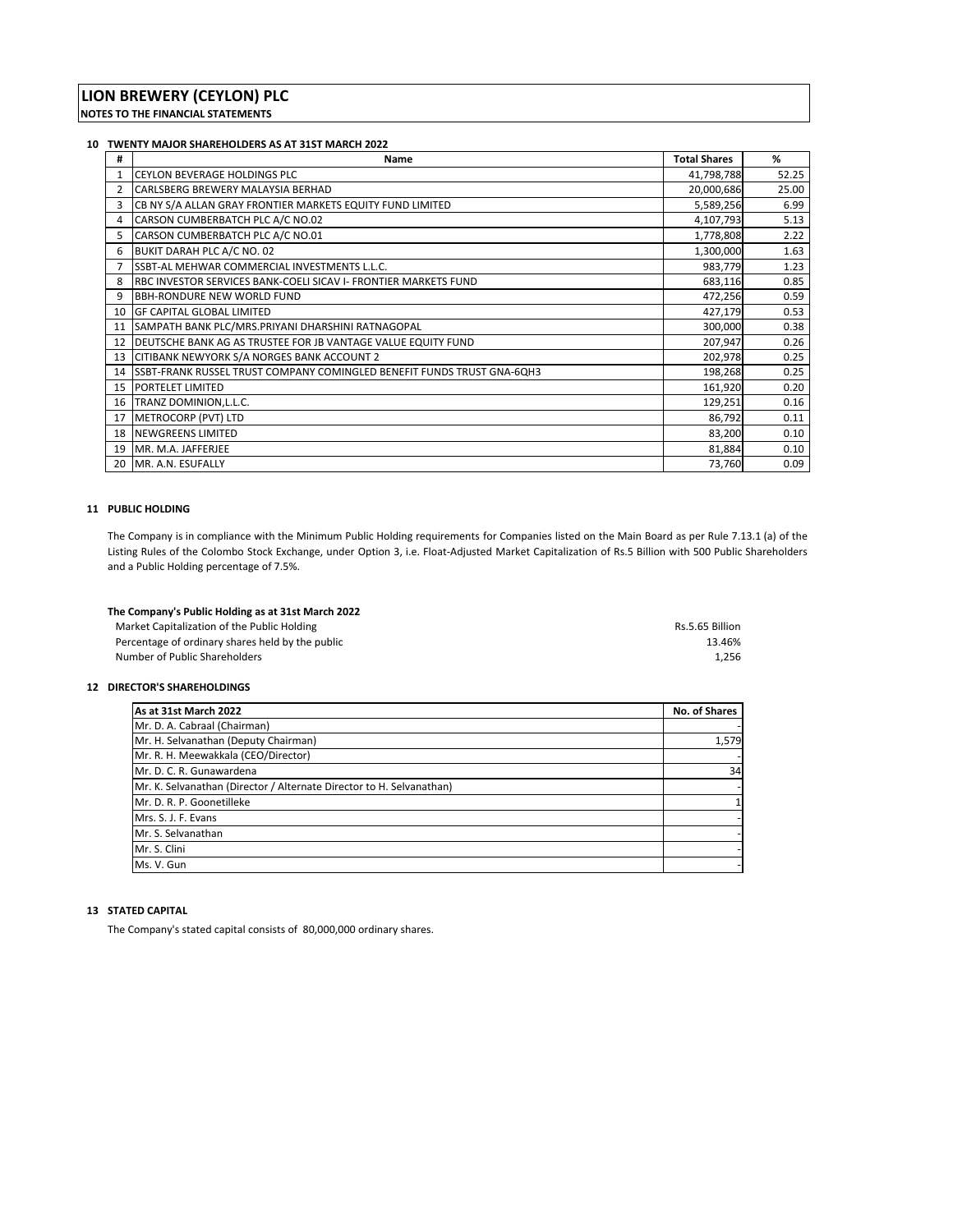# LION BREWERY (CEYLON) PLC

**NOTES TO THE FINANCIAL STATEMENTS**

## 10 TWENTY MAJOR SHAREHOLDERS AS AT 31ST MARCH 2022

| # | Name | Total Shares | % |
|---|---|---|---|
| 1 | CEYLON BEVERAGE HOLDINGS PLC | 41,798,788 | 52.25 |
| 2 | CARLSBERG BREWERY MALAYSIA BERHAD | 20,000,686 | 25.00 |
| 3 | CB NY S/A ALLAN GRAY FRONTIER MARKETS EQUITY FUND LIMITED | 5,589,256 | 6.99 |
| 4 | CARSON CUMBERBATCH PLC A/C NO.02 | 4,107,793 | 5.13 |
| 5 | CARSON CUMBERBATCH PLC A/C NO.01 | 1,778,808 | 2.22 |
| 6 | BUKIT DARAH PLC A/C NO. 02 | 1,300,000 | 1.63 |
| 7 | SSBT-AL MEHWAR COMMERCIAL INVESTMENTS L.L.C. | 983,779 | 1.23 |
| 8 | RBC INVESTOR SERVICES BANK-COELI SICAV I- FRONTIER MARKETS FUND | 683,116 | 0.85 |
| 9 | BBH-RONDURE NEW WORLD FUND | 472,256 | 0.59 |
| 10 | GF CAPITAL GLOBAL LIMITED | 427,179 | 0.53 |
| 11 | SAMPATH BANK PLC/MRS.PRIYANI DHARSHINI RATNAGOPAL | 300,000 | 0.38 |
| 12 | DEUTSCHE BANK AG AS TRUSTEE FOR JB VANTAGE VALUE EQUITY FUND | 207,947 | 0.26 |
| 13 | CITIBANK NEWYORK S/A NORGES BANK ACCOUNT 2 | 202,978 | 0.25 |
| 14 | SSBT-FRANK RUSSEL TRUST COMPANY COMINGLED BENEFIT FUNDS TRUST GNA-6QH3 | 198,268 | 0.25 |
| 15 | PORTELET LIMITED | 161,920 | 0.20 |
| 16 | TRANZ DOMINION,L.L.C. | 129,251 | 0.16 |
| 17 | METROCORP (PVT) LTD | 86,792 | 0.11 |
| 18 | NEWGREENS LIMITED | 83,200 | 0.10 |
| 19 | MR. M.A. JAFFERJEE | 81,884 | 0.10 |
| 20 | MR. A.N. ESUFALLY | 73,760 | 0.09 |

## 11 PUBLIC HOLDING

The Company is in compliance with the Minimum Public Holding requirements for Companies listed on the Main Board as per Rule 7.13.1 (a) of the Listing Rules of the Colombo Stock Exchange, under Option 3, i.e. Float-Adjusted Market Capitalization of Rs.5 Billion with 500 Public Shareholders and a Public Holding percentage of 7.5%.

**The Company's Public Holding as at 31st March 2022**

| | |
|---|---|
| Market Capitalization of the Public Holding | Rs.5.65 Billion |
| Percentage of ordinary shares held by the public | 13.46% |
| Number of Public Shareholders | 1,256 |

## 12 DIRECTOR'S SHAREHOLDINGS

| As at 31st March 2022 | No. of Shares |
|---|---|
| Mr. D. A. Cabraal (Chairman) | - |
| Mr. H. Selvanathan (Deputy Chairman) | 1,579 |
| Mr. R. H. Meewakkala (CEO/Director) | - |
| Mr. D. C. R. Gunawardena | 34 |
| Mr. K. Selvanathan (Director / Alternate Director to H. Selvanathan) | - |
| Mr. D. R. P. Goonetilleke | 1 |
| Mrs. S. J. F. Evans | - |
| Mr. S. Selvanathan | - |
| Mr. S. Clini | - |
| Ms. V. Gun | - |

## 13 STATED CAPITAL

The Company's stated capital consists of 80,000,000 ordinary shares.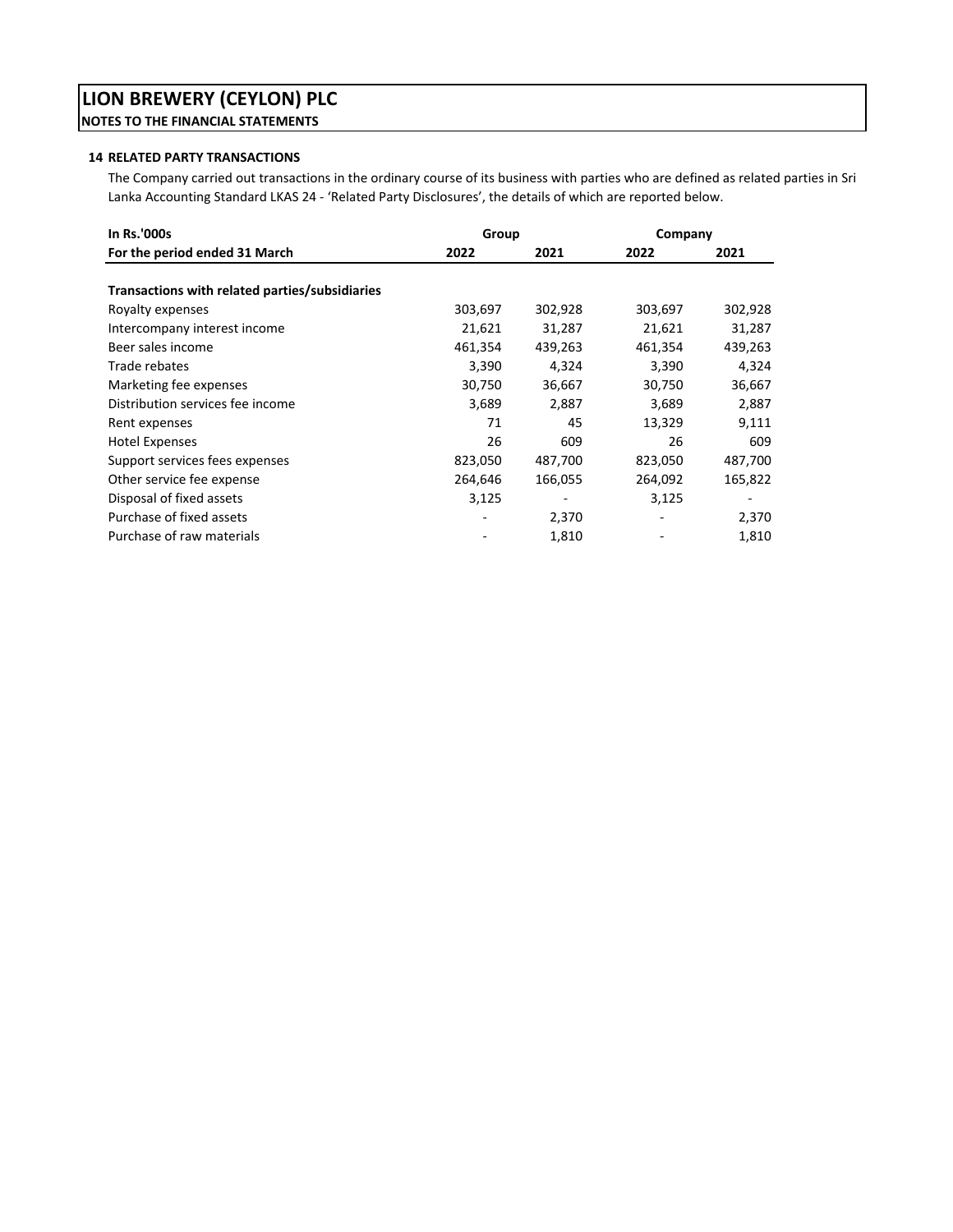# LION BREWERY (CEYLON) PLC

**NOTES TO THE FINANCIAL STATEMENTS**

## 14 RELATED PARTY TRANSACTIONS

The Company carried out transactions in the ordinary course of its business with parties who are defined as related parties in Sri Lanka Accounting Standard LKAS 24 - 'Related Party Disclosures', the details of which are reported below.

| In Rs.'000s | Group | | Company | |
|---|---|---|---|---|
| For the period ended 31 March | 2022 | 2021 | 2022 | 2021 |
| **Transactions with related parties/subsidiaries** | | | | |
| Royalty expenses | 303,697 | 302,928 | 303,697 | 302,928 |
| Intercompany interest income | 21,621 | 31,287 | 21,621 | 31,287 |
| Beer sales income | 461,354 | 439,263 | 461,354 | 439,263 |
| Trade rebates | 3,390 | 4,324 | 3,390 | 4,324 |
| Marketing fee expenses | 30,750 | 36,667 | 30,750 | 36,667 |
| Distribution services fee income | 3,689 | 2,887 | 3,689 | 2,887 |
| Rent expenses | 71 | 45 | 13,329 | 9,111 |
| Hotel Expenses | 26 | 609 | 26 | 609 |
| Support services fees expenses | 823,050 | 487,700 | 823,050 | 487,700 |
| Other service fee expense | 264,646 | 166,055 | 264,092 | 165,822 |
| Disposal of fixed assets | 3,125 | - | 3,125 | - |
| Purchase of fixed assets | - | 2,370 | - | 2,370 |
| Purchase of raw materials | - | 1,810 | - | 1,810 |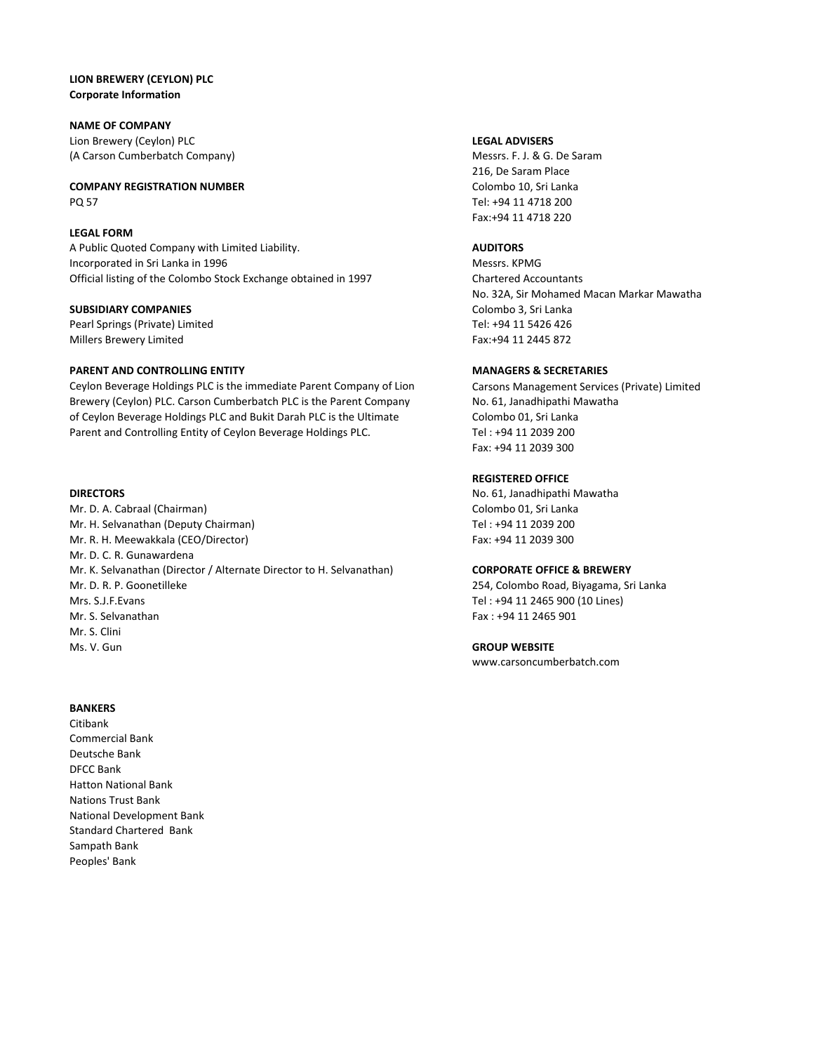**LION BREWERY (CEYLON) PLC**
**Corporate Information**

**NAME OF COMPANY**
Lion Brewery (Ceylon) PLC
(A Carson Cumberbatch Company)

**COMPANY REGISTRATION NUMBER**
PQ 57

**LEGAL FORM**
A Public Quoted Company with Limited Liability.
Incorporated in Sri Lanka in 1996
Official listing of the Colombo Stock Exchange obtained in 1997

**SUBSIDIARY COMPANIES**
Pearl Springs (Private) Limited
Millers Brewery Limited

**PARENT AND CONTROLLING ENTITY**
Ceylon Beverage Holdings PLC is the immediate Parent Company of Lion Brewery (Ceylon) PLC. Carson Cumberbatch PLC is the Parent Company of Ceylon Beverage Holdings PLC and Bukit Darah PLC is the Ultimate Parent and Controlling Entity of Ceylon Beverage Holdings PLC.

**DIRECTORS**
Mr. D. A. Cabraal (Chairman)
Mr. H. Selvanathan (Deputy Chairman)
Mr. R. H. Meewakkala (CEO/Director)
Mr. D. C. R. Gunawardena
Mr. K. Selvanathan (Director / Alternate Director to H. Selvanathan)
Mr. D. R. P. Goonetilleke
Mrs. S.J.F.Evans
Mr. S. Selvanathan
Mr. S. Clini
Ms. V. Gun

**BANKERS**
Citibank
Commercial Bank
Deutsche Bank
DFCC Bank
Hatton National Bank
Nations Trust Bank
National Development Bank
Standard Chartered Bank
Sampath Bank
Peoples' Bank

**LEGAL ADVISERS**
Messrs. F. J. & G. De Saram
216, De Saram Place
Colombo 10, Sri Lanka
Tel: +94 11 4718 200
Fax:+94 11 4718 220

**AUDITORS**
Messrs. KPMG
Chartered Accountants
No. 32A, Sir Mohamed Macan Markar Mawatha
Colombo 3, Sri Lanka
Tel: +94 11 5426 426
Fax:+94 11 2445 872

**MANAGERS & SECRETARIES**
Carsons Management Services (Private) Limited
No. 61, Janadhipathi Mawatha
Colombo 01, Sri Lanka
Tel : +94 11 2039 200
Fax: +94 11 2039 300

**REGISTERED OFFICE**
No. 61, Janadhipathi Mawatha
Colombo 01, Sri Lanka
Tel : +94 11 2039 200
Fax: +94 11 2039 300

**CORPORATE OFFICE & BREWERY**
254, Colombo Road, Biyagama, Sri Lanka
Tel : +94 11 2465 900 (10 Lines)
Fax : +94 11 2465 901

**GROUP WEBSITE**
www.carsoncumberbatch.com